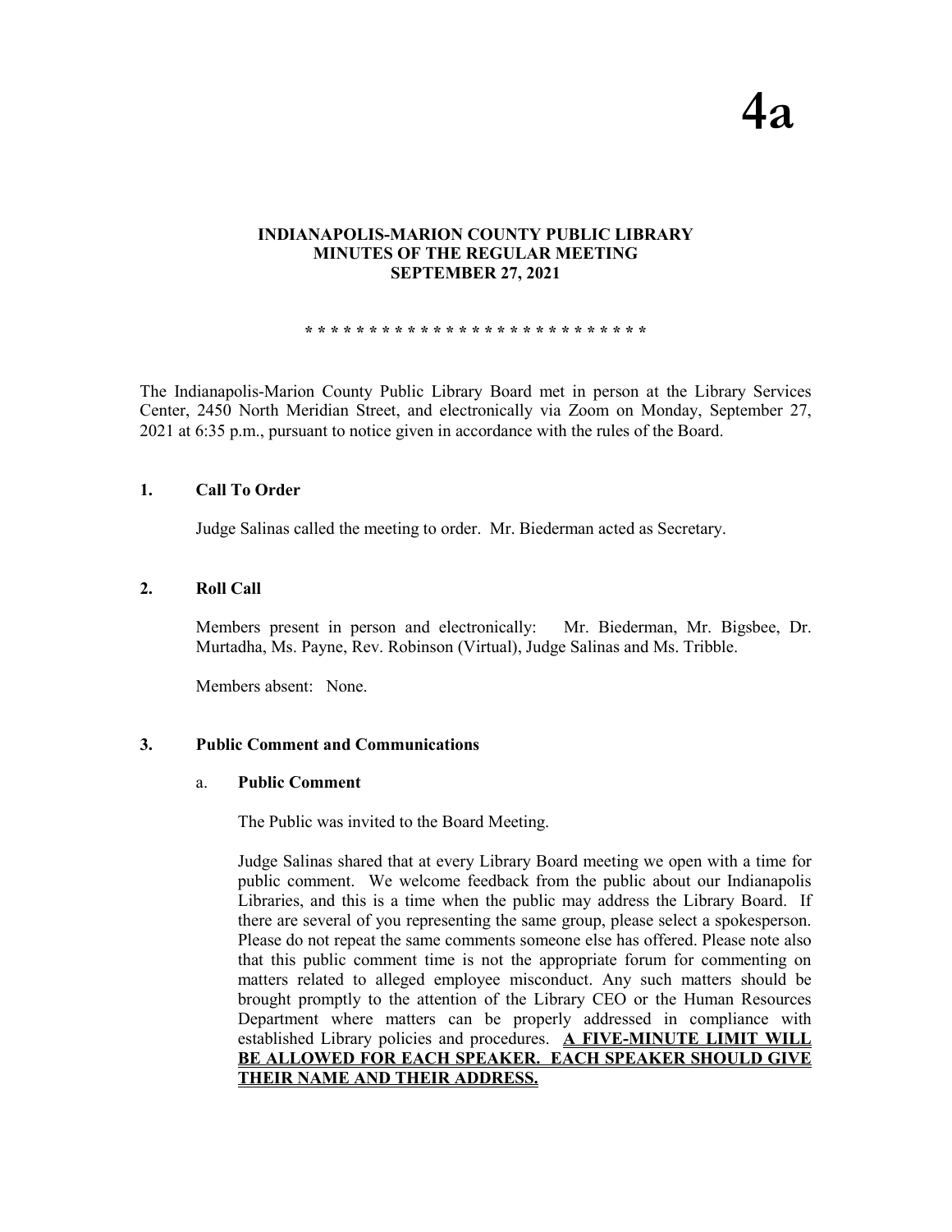# 4a

**INDIANAPOLIS-MARION COUNTY PUBLIC LIBRARY**
**MINUTES OF THE REGULAR MEETING**
**SEPTEMBER 27, 2021**

* * * * * * * * * * * * * * * * * * * * * * * * * * *

The Indianapolis-Marion County Public Library Board met in person at the Library Services Center, 2450 North Meridian Street, and electronically via Zoom on Monday, September 27, 2021 at 6:35 p.m., pursuant to notice given in accordance with the rules of the Board.

## 1. Call To Order

Judge Salinas called the meeting to order. Mr. Biederman acted as Secretary.

## 2. Roll Call

Members present in person and electronically: Mr. Biederman, Mr. Bigsbee, Dr. Murtadha, Ms. Payne, Rev. Robinson (Virtual), Judge Salinas and Ms. Tribble.

Members absent: None.

## 3. Public Comment and Communications

### a. Public Comment

The Public was invited to the Board Meeting.

Judge Salinas shared that at every Library Board meeting we open with a time for public comment. We welcome feedback from the public about our Indianapolis Libraries, and this is a time when the public may address the Library Board. If there are several of you representing the same group, please select a spokesperson. Please do not repeat the same comments someone else has offered. Please note also that this public comment time is not the appropriate forum for commenting on matters related to alleged employee misconduct. Any such matters should be brought promptly to the attention of the Library CEO or the Human Resources Department where matters can be properly addressed in compliance with established Library policies and procedures. **A FIVE-MINUTE LIMIT WILL BE ALLOWED FOR EACH SPEAKER. EACH SPEAKER SHOULD GIVE THEIR NAME AND THEIR ADDRESS.**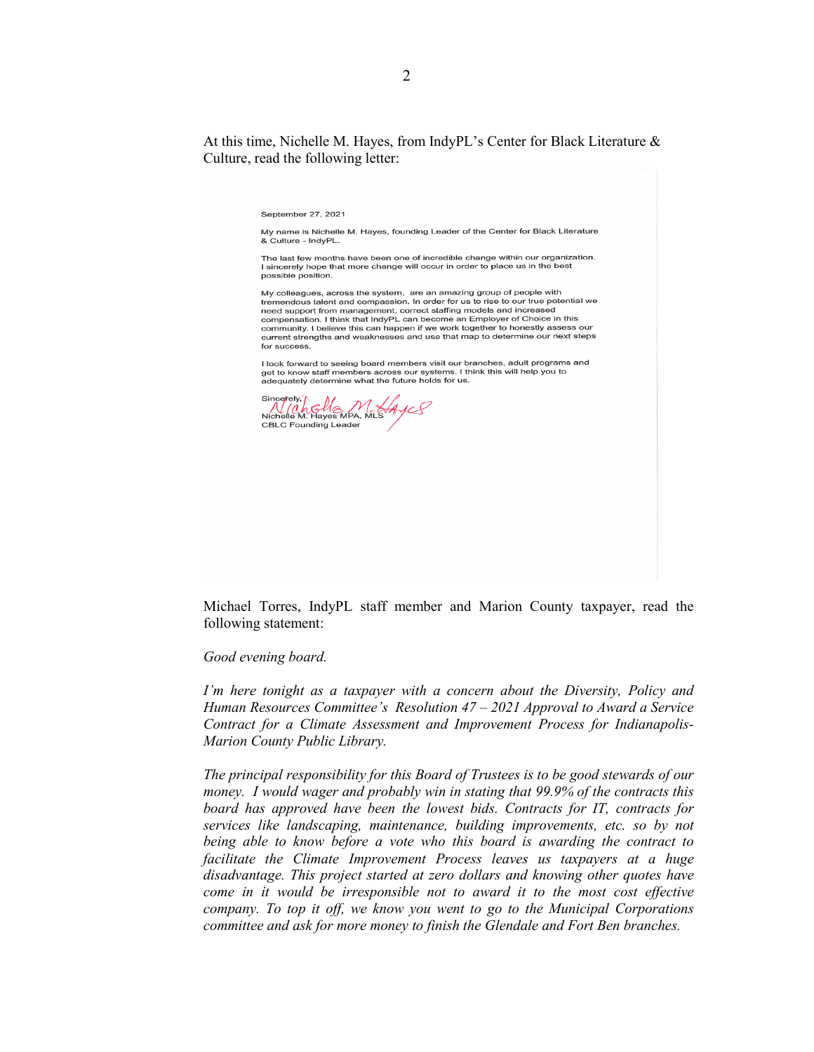At this time, Nichelle M. Hayes, from IndyPL's Center for Black Literature & Culture, read the following letter:

September 27, 2021

My name is Nichelle M. Hayes, founding Leader of the Center for Black Literature & Culture - IndyPL.

The last few months have been one of incredible change within our organization. I sincerely hope that more change will occur in order to place us in the best possible position.

My colleagues, across the system, are an amazing group of people with tremendous talent and compassion. In order for us to rise to our true potential we need support from management, correct staffing models and increased compensation. I think that IndyPL can become an Employer of Choice in this community. I believe this can happen if we work together to honestly assess our current strengths and weaknesses and use that map to determine our next steps for success.

I look forward to seeing board members visit our branches, adult programs and get to know staff members across our systems. I think this will help you to adequately determine what the future holds for us.

Sincerely,

Nichelle M. Hayes MPA, MLS
CBLC Founding Leader

Michael Torres, IndyPL staff member and Marion County taxpayer, read the following statement:

*Good evening board.*

*I'm here tonight as a taxpayer with a concern about the Diversity, Policy and Human Resources Committee's Resolution 47 – 2021 Approval to Award a Service Contract for a Climate Assessment and Improvement Process for Indianapolis-Marion County Public Library.*

*The principal responsibility for this Board of Trustees is to be good stewards of our money. I would wager and probably win in stating that 99.9% of the contracts this board has approved have been the lowest bids. Contracts for IT, contracts for services like landscaping, maintenance, building improvements, etc. so by not being able to know before a vote who this board is awarding the contract to facilitate the Climate Improvement Process leaves us taxpayers at a huge disadvantage. This project started at zero dollars and knowing other quotes have come in it would be irresponsible not to award it to the most cost effective company. To top it off, we know you went to go to the Municipal Corporations committee and ask for more money to finish the Glendale and Fort Ben branches.*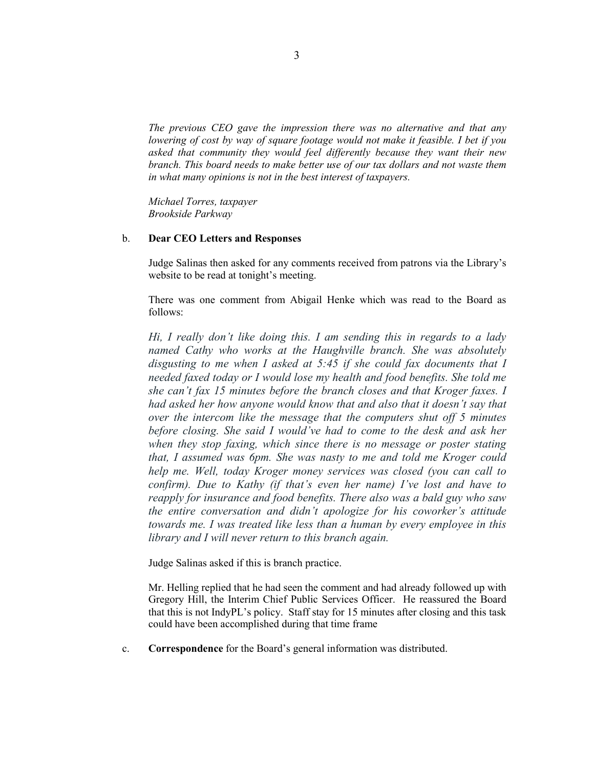*The previous CEO gave the impression there was no alternative and that any lowering of cost by way of square footage would not make it feasible. I bet if you asked that community they would feel differently because they want their new branch. This board needs to make better use of our tax dollars and not waste them in what many opinions is not in the best interest of taxpayers.*

*Michael Torres, taxpayer*
*Brookside Parkway*

b. **Dear CEO Letters and Responses**

Judge Salinas then asked for any comments received from patrons via the Library's website to be read at tonight's meeting.

There was one comment from Abigail Henke which was read to the Board as follows:

*Hi, I really don't like doing this. I am sending this in regards to a lady named Cathy who works at the Haughville branch. She was absolutely disgusting to me when I asked at 5:45 if she could fax documents that I needed faxed today or I would lose my health and food benefits. She told me she can't fax 15 minutes before the branch closes and that Kroger faxes. I had asked her how anyone would know that and also that it doesn't say that over the intercom like the message that the computers shut off 5 minutes before closing. She said I would've had to come to the desk and ask her when they stop faxing, which since there is no message or poster stating that, I assumed was 6pm. She was nasty to me and told me Kroger could help me. Well, today Kroger money services was closed (you can call to confirm). Due to Kathy (if that's even her name) I've lost and have to reapply for insurance and food benefits. There also was a bald guy who saw the entire conversation and didn't apologize for his coworker's attitude towards me. I was treated like less than a human by every employee in this library and I will never return to this branch again.*

Judge Salinas asked if this is branch practice.

Mr. Helling replied that he had seen the comment and had already followed up with Gregory Hill, the Interim Chief Public Services Officer. He reassured the Board that this is not IndyPL's policy. Staff stay for 15 minutes after closing and this task could have been accomplished during that time frame

c. **Correspondence** for the Board's general information was distributed.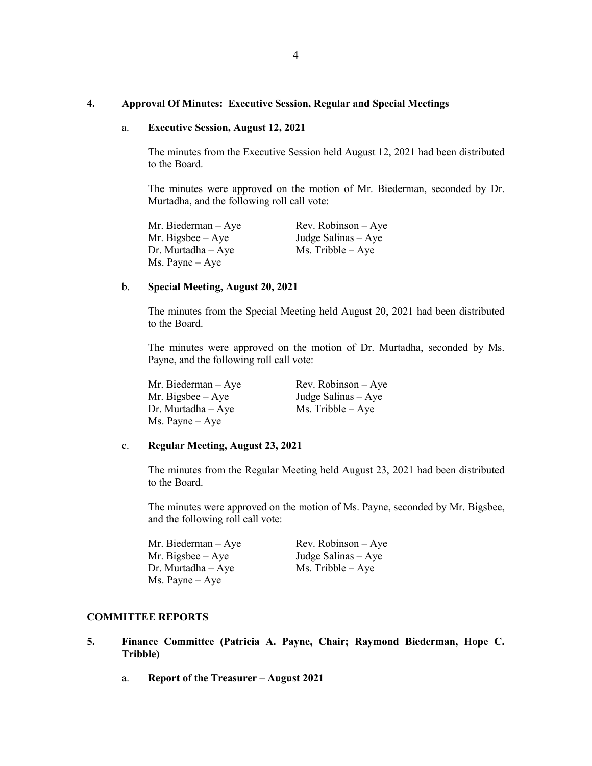**4. Approval Of Minutes: Executive Session, Regular and Special Meetings**

a. **Executive Session, August 12, 2021**

The minutes from the Executive Session held August 12, 2021 had been distributed to the Board.

The minutes were approved on the motion of Mr. Biederman, seconded by Dr. Murtadha, and the following roll call vote:

Mr. Biederman – Aye
Mr. Bigsbee – Aye
Dr. Murtadha – Aye
Ms. Payne – Aye
Rev. Robinson – Aye
Judge Salinas – Aye
Ms. Tribble – Aye

b. **Special Meeting, August 20, 2021**

The minutes from the Special Meeting held August 20, 2021 had been distributed to the Board.

The minutes were approved on the motion of Dr. Murtadha, seconded by Ms. Payne, and the following roll call vote:

Mr. Biederman – Aye
Mr. Bigsbee – Aye
Dr. Murtadha – Aye
Ms. Payne – Aye
Rev. Robinson – Aye
Judge Salinas – Aye
Ms. Tribble – Aye

c. **Regular Meeting, August 23, 2021**

The minutes from the Regular Meeting held August 23, 2021 had been distributed to the Board.

The minutes were approved on the motion of Ms. Payne, seconded by Mr. Bigsbee, and the following roll call vote:

Mr. Biederman – Aye
Mr. Bigsbee – Aye
Dr. Murtadha – Aye
Ms. Payne – Aye
Rev. Robinson – Aye
Judge Salinas – Aye
Ms. Tribble – Aye

**COMMITTEE REPORTS**

**5. Finance Committee (Patricia A. Payne, Chair; Raymond Biederman, Hope C. Tribble)**

a. **Report of the Treasurer – August 2021**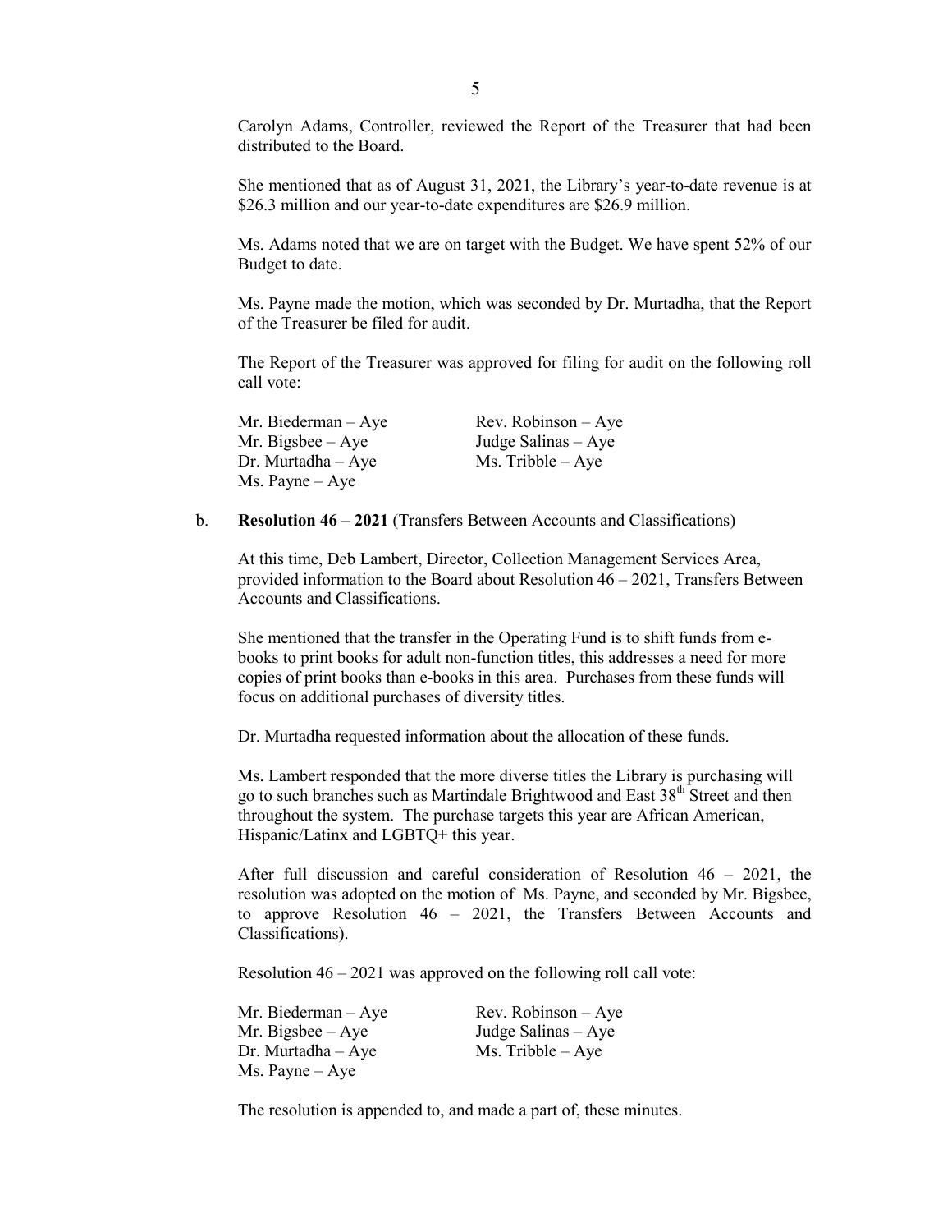Carolyn Adams, Controller, reviewed the Report of the Treasurer that had been distributed to the Board.

She mentioned that as of August 31, 2021, the Library's year-to-date revenue is at \$26.3 million and our year-to-date expenditures are \$26.9 million.

Ms. Adams noted that we are on target with the Budget. We have spent 52% of our Budget to date.

Ms. Payne made the motion, which was seconded by Dr. Murtadha, that the Report of the Treasurer be filed for audit.

The Report of the Treasurer was approved for filing for audit on the following roll call vote:

| | |
|---|---|
| Mr. Biederman – Aye | Rev. Robinson – Aye |
| Mr. Bigsbee – Aye | Judge Salinas – Aye |
| Dr. Murtadha – Aye | Ms. Tribble – Aye |
| Ms. Payne – Aye | |

b. **Resolution 46 – 2021** (Transfers Between Accounts and Classifications)

At this time, Deb Lambert, Director, Collection Management Services Area, provided information to the Board about Resolution 46 – 2021, Transfers Between Accounts and Classifications.

She mentioned that the transfer in the Operating Fund is to shift funds from e-books to print books for adult non-function titles, this addresses a need for more copies of print books than e-books in this area. Purchases from these funds will focus on additional purchases of diversity titles.

Dr. Murtadha requested information about the allocation of these funds.

Ms. Lambert responded that the more diverse titles the Library is purchasing will go to such branches such as Martindale Brightwood and East 38th Street and then throughout the system. The purchase targets this year are African American, Hispanic/Latinx and LGBTQ+ this year.

After full discussion and careful consideration of Resolution 46 – 2021, the resolution was adopted on the motion of Ms. Payne, and seconded by Mr. Bigsbee, to approve Resolution 46 – 2021, the Transfers Between Accounts and Classifications).

Resolution 46 – 2021 was approved on the following roll call vote:

| | |
|---|---|
| Mr. Biederman – Aye | Rev. Robinson – Aye |
| Mr. Bigsbee – Aye | Judge Salinas – Aye |
| Dr. Murtadha – Aye | Ms. Tribble – Aye |
| Ms. Payne – Aye | |

The resolution is appended to, and made a part of, these minutes.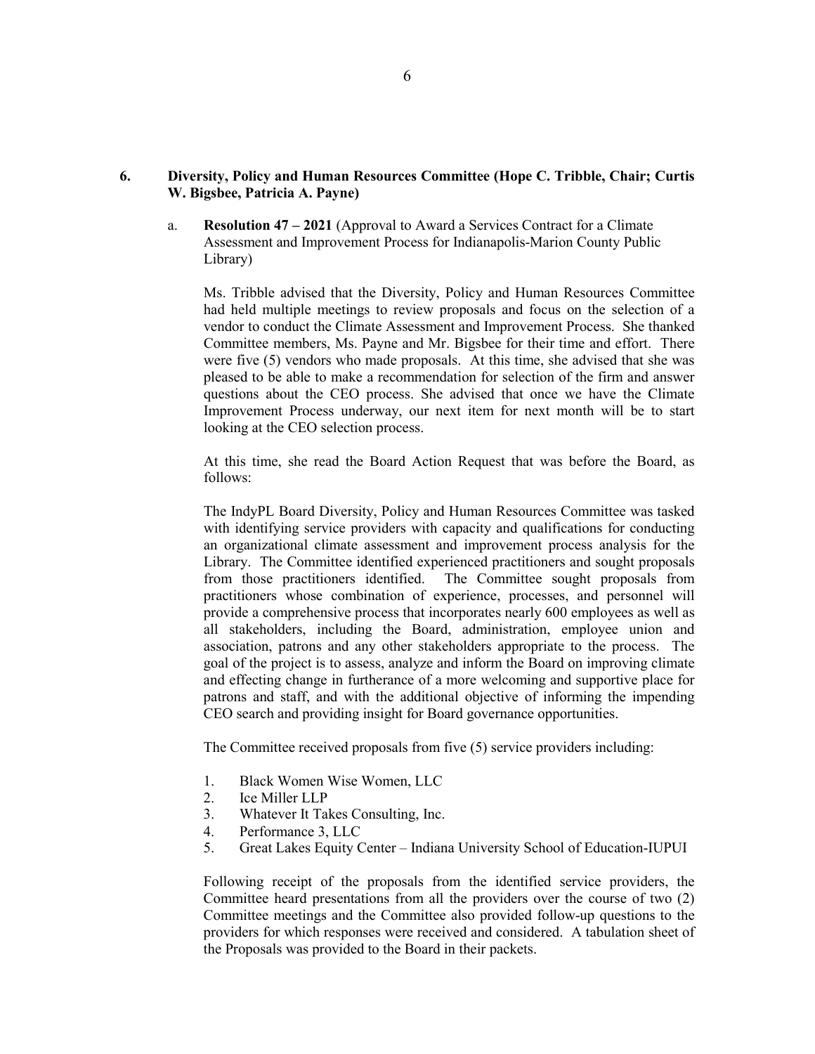**6. Diversity, Policy and Human Resources Committee (Hope C. Tribble, Chair; Curtis W. Bigsbee, Patricia A. Payne)**

a. **Resolution 47 – 2021** (Approval to Award a Services Contract for a Climate Assessment and Improvement Process for Indianapolis-Marion County Public Library)

Ms. Tribble advised that the Diversity, Policy and Human Resources Committee had held multiple meetings to review proposals and focus on the selection of a vendor to conduct the Climate Assessment and Improvement Process. She thanked Committee members, Ms. Payne and Mr. Bigsbee for their time and effort. There were five (5) vendors who made proposals. At this time, she advised that she was pleased to be able to make a recommendation for selection of the firm and answer questions about the CEO process. She advised that once we have the Climate Improvement Process underway, our next item for next month will be to start looking at the CEO selection process.

At this time, she read the Board Action Request that was before the Board, as follows:

The IndyPL Board Diversity, Policy and Human Resources Committee was tasked with identifying service providers with capacity and qualifications for conducting an organizational climate assessment and improvement process analysis for the Library. The Committee identified experienced practitioners and sought proposals from those practitioners identified. The Committee sought proposals from practitioners whose combination of experience, processes, and personnel will provide a comprehensive process that incorporates nearly 600 employees as well as all stakeholders, including the Board, administration, employee union and association, patrons and any other stakeholders appropriate to the process. The goal of the project is to assess, analyze and inform the Board on improving climate and effecting change in furtherance of a more welcoming and supportive place for patrons and staff, and with the additional objective of informing the impending CEO search and providing insight for Board governance opportunities.

The Committee received proposals from five (5) service providers including:

1. Black Women Wise Women, LLC
2. Ice Miller LLP
3. Whatever It Takes Consulting, Inc.
4. Performance 3, LLC
5. Great Lakes Equity Center – Indiana University School of Education-IUPUI

Following receipt of the proposals from the identified service providers, the Committee heard presentations from all the providers over the course of two (2) Committee meetings and the Committee also provided follow-up questions to the providers for which responses were received and considered. A tabulation sheet of the Proposals was provided to the Board in their packets.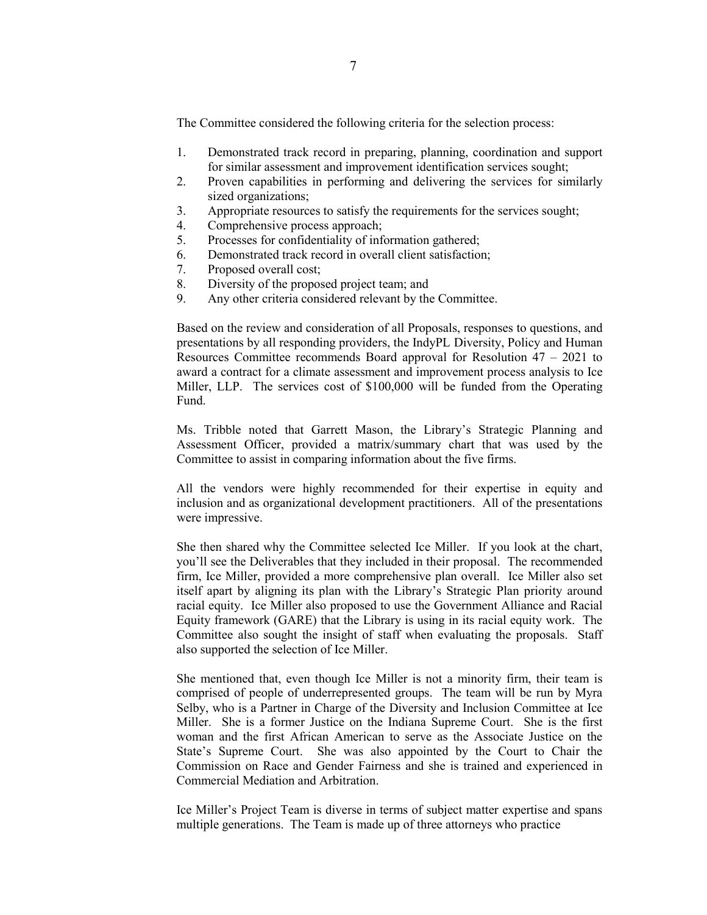The Committee considered the following criteria for the selection process:

1. Demonstrated track record in preparing, planning, coordination and support for similar assessment and improvement identification services sought;
2. Proven capabilities in performing and delivering the services for similarly sized organizations;
3. Appropriate resources to satisfy the requirements for the services sought;
4. Comprehensive process approach;
5. Processes for confidentiality of information gathered;
6. Demonstrated track record in overall client satisfaction;
7. Proposed overall cost;
8. Diversity of the proposed project team; and
9. Any other criteria considered relevant by the Committee.

Based on the review and consideration of all Proposals, responses to questions, and presentations by all responding providers, the IndyPL Diversity, Policy and Human Resources Committee recommends Board approval for Resolution 47 – 2021 to award a contract for a climate assessment and improvement process analysis to Ice Miller, LLP. The services cost of $100,000 will be funded from the Operating Fund.

Ms. Tribble noted that Garrett Mason, the Library's Strategic Planning and Assessment Officer, provided a matrix/summary chart that was used by the Committee to assist in comparing information about the five firms.

All the vendors were highly recommended for their expertise in equity and inclusion and as organizational development practitioners. All of the presentations were impressive.

She then shared why the Committee selected Ice Miller. If you look at the chart, you'll see the Deliverables that they included in their proposal. The recommended firm, Ice Miller, provided a more comprehensive plan overall. Ice Miller also set itself apart by aligning its plan with the Library's Strategic Plan priority around racial equity. Ice Miller also proposed to use the Government Alliance and Racial Equity framework (GARE) that the Library is using in its racial equity work. The Committee also sought the insight of staff when evaluating the proposals. Staff also supported the selection of Ice Miller.

She mentioned that, even though Ice Miller is not a minority firm, their team is comprised of people of underrepresented groups. The team will be run by Myra Selby, who is a Partner in Charge of the Diversity and Inclusion Committee at Ice Miller. She is a former Justice on the Indiana Supreme Court. She is the first woman and the first African American to serve as the Associate Justice on the State's Supreme Court. She was also appointed by the Court to Chair the Commission on Race and Gender Fairness and she is trained and experienced in Commercial Mediation and Arbitration.

Ice Miller's Project Team is diverse in terms of subject matter expertise and spans multiple generations. The Team is made up of three attorneys who practice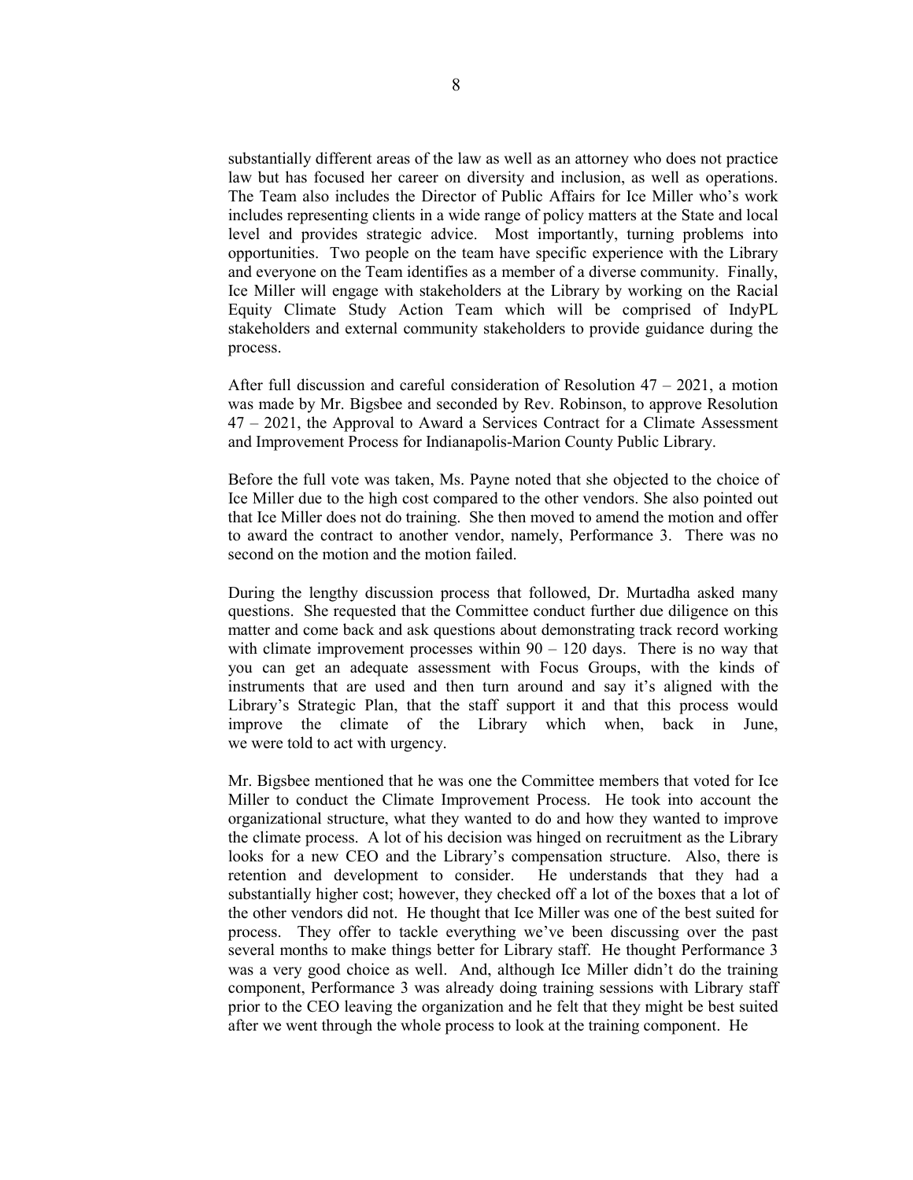substantially different areas of the law as well as an attorney who does not practice law but has focused her career on diversity and inclusion, as well as operations. The Team also includes the Director of Public Affairs for Ice Miller who's work includes representing clients in a wide range of policy matters at the State and local level and provides strategic advice. Most importantly, turning problems into opportunities. Two people on the team have specific experience with the Library and everyone on the Team identifies as a member of a diverse community. Finally, Ice Miller will engage with stakeholders at the Library by working on the Racial Equity Climate Study Action Team which will be comprised of IndyPL stakeholders and external community stakeholders to provide guidance during the process.

After full discussion and careful consideration of Resolution 47 – 2021, a motion was made by Mr. Bigsbee and seconded by Rev. Robinson, to approve Resolution 47 – 2021, the Approval to Award a Services Contract for a Climate Assessment and Improvement Process for Indianapolis-Marion County Public Library.

Before the full vote was taken, Ms. Payne noted that she objected to the choice of Ice Miller due to the high cost compared to the other vendors. She also pointed out that Ice Miller does not do training. She then moved to amend the motion and offer to award the contract to another vendor, namely, Performance 3. There was no second on the motion and the motion failed.

During the lengthy discussion process that followed, Dr. Murtadha asked many questions. She requested that the Committee conduct further due diligence on this matter and come back and ask questions about demonstrating track record working with climate improvement processes within 90 – 120 days. There is no way that you can get an adequate assessment with Focus Groups, with the kinds of instruments that are used and then turn around and say it's aligned with the Library's Strategic Plan, that the staff support it and that this process would improve the climate of the Library which when, back in June, we were told to act with urgency.

Mr. Bigsbee mentioned that he was one the Committee members that voted for Ice Miller to conduct the Climate Improvement Process. He took into account the organizational structure, what they wanted to do and how they wanted to improve the climate process. A lot of his decision was hinged on recruitment as the Library looks for a new CEO and the Library's compensation structure. Also, there is retention and development to consider. He understands that they had a substantially higher cost; however, they checked off a lot of the boxes that a lot of the other vendors did not. He thought that Ice Miller was one of the best suited for process. They offer to tackle everything we've been discussing over the past several months to make things better for Library staff. He thought Performance 3 was a very good choice as well. And, although Ice Miller didn't do the training component, Performance 3 was already doing training sessions with Library staff prior to the CEO leaving the organization and he felt that they might be best suited after we went through the whole process to look at the training component. He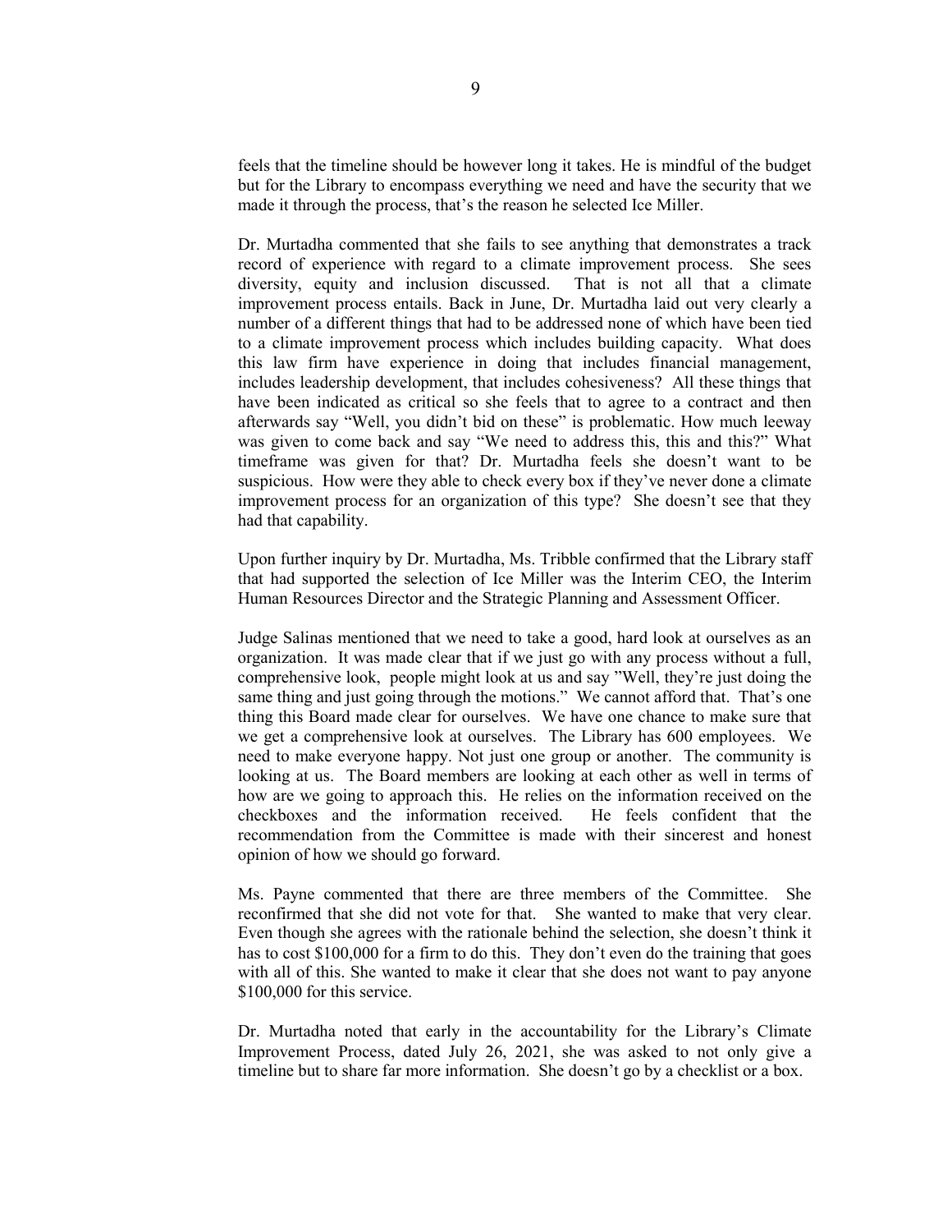feels that the timeline should be however long it takes. He is mindful of the budget but for the Library to encompass everything we need and have the security that we made it through the process, that's the reason he selected Ice Miller.

Dr. Murtadha commented that she fails to see anything that demonstrates a track record of experience with regard to a climate improvement process. She sees diversity, equity and inclusion discussed. That is not all that a climate improvement process entails. Back in June, Dr. Murtadha laid out very clearly a number of a different things that had to be addressed none of which have been tied to a climate improvement process which includes building capacity. What does this law firm have experience in doing that includes financial management, includes leadership development, that includes cohesiveness? All these things that have been indicated as critical so she feels that to agree to a contract and then afterwards say "Well, you didn't bid on these" is problematic. How much leeway was given to come back and say "We need to address this, this and this?" What timeframe was given for that? Dr. Murtadha feels she doesn't want to be suspicious. How were they able to check every box if they've never done a climate improvement process for an organization of this type? She doesn't see that they had that capability.

Upon further inquiry by Dr. Murtadha, Ms. Tribble confirmed that the Library staff that had supported the selection of Ice Miller was the Interim CEO, the Interim Human Resources Director and the Strategic Planning and Assessment Officer.

Judge Salinas mentioned that we need to take a good, hard look at ourselves as an organization. It was made clear that if we just go with any process without a full, comprehensive look, people might look at us and say "Well, they're just doing the same thing and just going through the motions." We cannot afford that. That's one thing this Board made clear for ourselves. We have one chance to make sure that we get a comprehensive look at ourselves. The Library has 600 employees. We need to make everyone happy. Not just one group or another. The community is looking at us. The Board members are looking at each other as well in terms of how are we going to approach this. He relies on the information received on the checkboxes and the information received. He feels confident that the recommendation from the Committee is made with their sincerest and honest opinion of how we should go forward.

Ms. Payne commented that there are three members of the Committee. She reconfirmed that she did not vote for that. She wanted to make that very clear. Even though she agrees with the rationale behind the selection, she doesn't think it has to cost $100,000 for a firm to do this. They don't even do the training that goes with all of this. She wanted to make it clear that she does not want to pay anyone $100,000 for this service.

Dr. Murtadha noted that early in the accountability for the Library's Climate Improvement Process, dated July 26, 2021, she was asked to not only give a timeline but to share far more information. She doesn't go by a checklist or a box.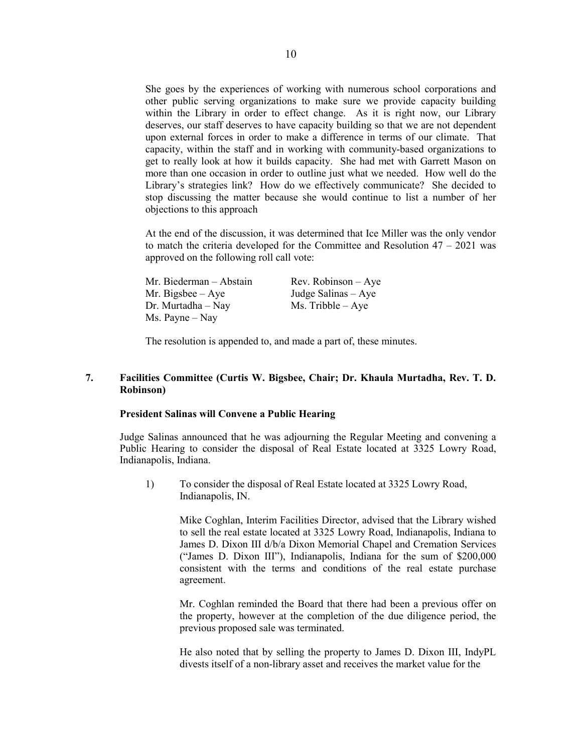She goes by the experiences of working with numerous school corporations and other public serving organizations to make sure we provide capacity building within the Library in order to effect change. As it is right now, our Library deserves, our staff deserves to have capacity building so that we are not dependent upon external forces in order to make a difference in terms of our climate. That capacity, within the staff and in working with community-based organizations to get to really look at how it builds capacity. She had met with Garrett Mason on more than one occasion in order to outline just what we needed. How well do the Library's strategies link? How do we effectively communicate? She decided to stop discussing the matter because she would continue to list a number of her objections to this approach

At the end of the discussion, it was determined that Ice Miller was the only vendor to match the criteria developed for the Committee and Resolution 47 – 2021 was approved on the following roll call vote:

| | |
|---|---|
| Mr. Biederman – Abstain | Rev. Robinson – Aye |
| Mr. Bigsbee – Aye | Judge Salinas – Aye |
| Dr. Murtadha – Nay | Ms. Tribble – Aye |
| Ms. Payne – Nay | |

The resolution is appended to, and made a part of, these minutes.

## 7. Facilities Committee (Curtis W. Bigsbee, Chair; Dr. Khaula Murtadha, Rev. T. D. Robinson)

**President Salinas will Convene a Public Hearing**

Judge Salinas announced that he was adjourning the Regular Meeting and convening a Public Hearing to consider the disposal of Real Estate located at 3325 Lowry Road, Indianapolis, Indiana.

1) To consider the disposal of Real Estate located at 3325 Lowry Road, Indianapolis, IN.

   Mike Coghlan, Interim Facilities Director, advised that the Library wished to sell the real estate located at 3325 Lowry Road, Indianapolis, Indiana to James D. Dixon III d/b/a Dixon Memorial Chapel and Cremation Services ("James D. Dixon III"), Indianapolis, Indiana for the sum of $200,000 consistent with the terms and conditions of the real estate purchase agreement.

   Mr. Coghlan reminded the Board that there had been a previous offer on the property, however at the completion of the due diligence period, the previous proposed sale was terminated.

   He also noted that by selling the property to James D. Dixon III, IndyPL divests itself of a non-library asset and receives the market value for the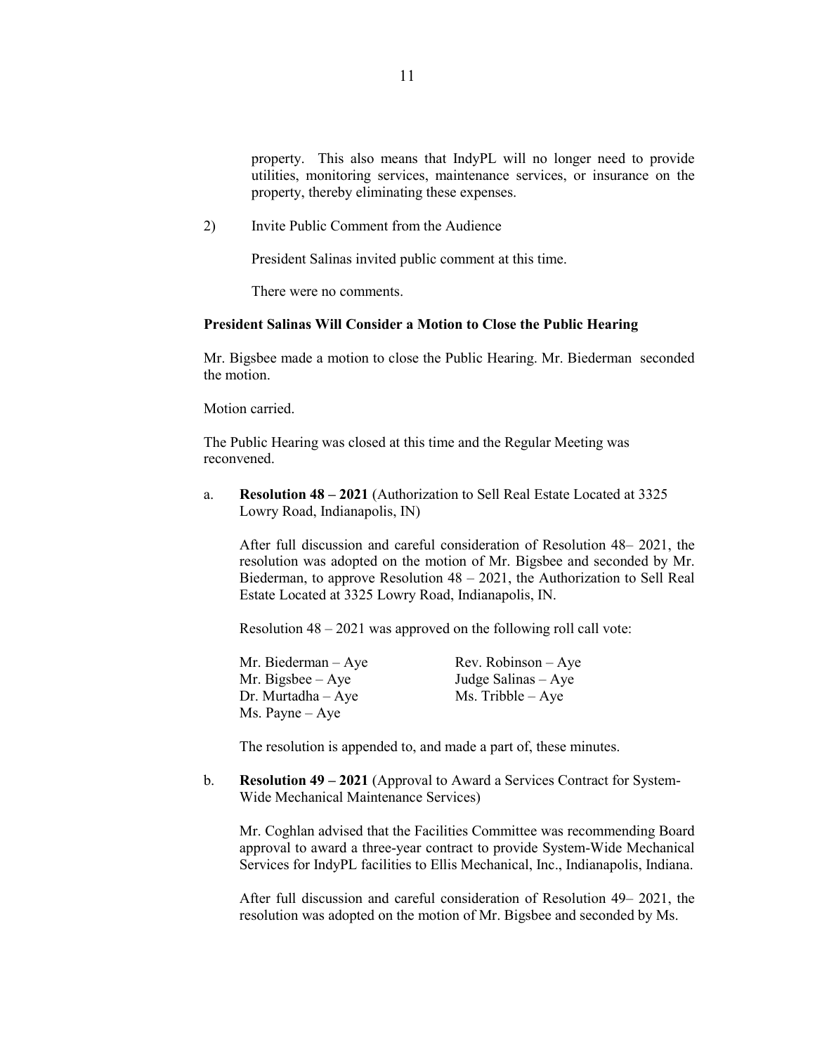property. This also means that IndyPL will no longer need to provide utilities, monitoring services, maintenance services, or insurance on the property, thereby eliminating these expenses.

2) Invite Public Comment from the Audience

President Salinas invited public comment at this time.

There were no comments.

**President Salinas Will Consider a Motion to Close the Public Hearing**

Mr. Bigsbee made a motion to close the Public Hearing. Mr. Biederman seconded the motion.

Motion carried.

The Public Hearing was closed at this time and the Regular Meeting was reconvened.

a. **Resolution 48 – 2021** (Authorization to Sell Real Estate Located at 3325 Lowry Road, Indianapolis, IN)

After full discussion and careful consideration of Resolution 48– 2021, the resolution was adopted on the motion of Mr. Bigsbee and seconded by Mr. Biederman, to approve Resolution 48 – 2021, the Authorization to Sell Real Estate Located at 3325 Lowry Road, Indianapolis, IN.

Resolution 48 – 2021 was approved on the following roll call vote:

Mr. Biederman – Aye
Mr. Bigsbee – Aye
Dr. Murtadha – Aye
Ms. Payne – Aye
Rev. Robinson – Aye
Judge Salinas – Aye
Ms. Tribble – Aye

The resolution is appended to, and made a part of, these minutes.

b. **Resolution 49 – 2021** (Approval to Award a Services Contract for System-Wide Mechanical Maintenance Services)

Mr. Coghlan advised that the Facilities Committee was recommending Board approval to award a three-year contract to provide System-Wide Mechanical Services for IndyPL facilities to Ellis Mechanical, Inc., Indianapolis, Indiana.

After full discussion and careful consideration of Resolution 49– 2021, the resolution was adopted on the motion of Mr. Bigsbee and seconded by Ms.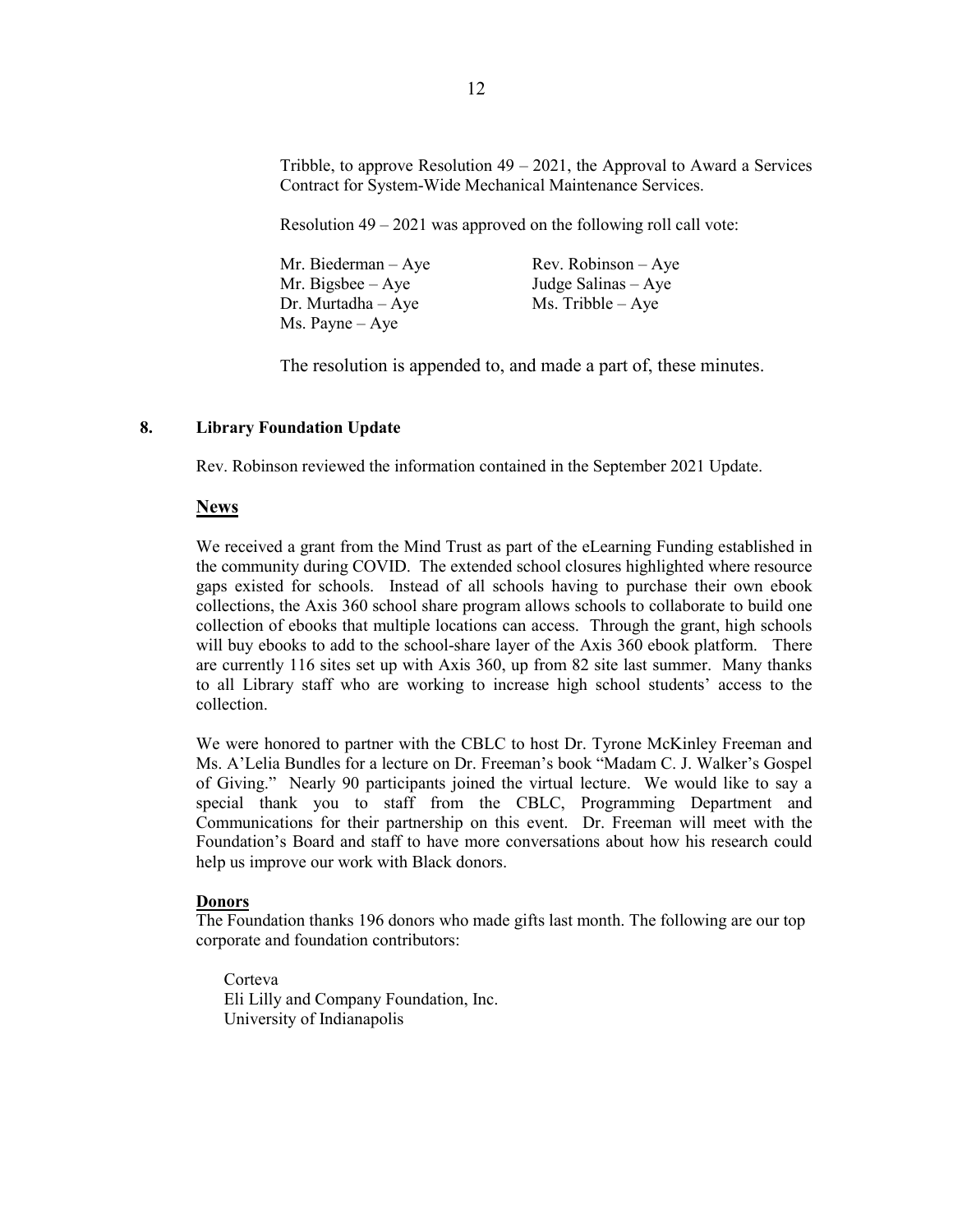Tribble, to approve Resolution 49 – 2021, the Approval to Award a Services Contract for System-Wide Mechanical Maintenance Services.

Resolution 49 – 2021 was approved on the following roll call vote:

| | |
|---|---|
| Mr. Biederman – Aye | Rev. Robinson – Aye |
| Mr. Bigsbee – Aye | Judge Salinas – Aye |
| Dr. Murtadha – Aye | Ms. Tribble – Aye |
| Ms. Payne – Aye | |

The resolution is appended to, and made a part of, these minutes.

## 8. Library Foundation Update

Rev. Robinson reviewed the information contained in the September 2021 Update.

### News

We received a grant from the Mind Trust as part of the eLearning Funding established in the community during COVID. The extended school closures highlighted where resource gaps existed for schools. Instead of all schools having to purchase their own ebook collections, the Axis 360 school share program allows schools to collaborate to build one collection of ebooks that multiple locations can access. Through the grant, high schools will buy ebooks to add to the school-share layer of the Axis 360 ebook platform. There are currently 116 sites set up with Axis 360, up from 82 site last summer. Many thanks to all Library staff who are working to increase high school students' access to the collection.

We were honored to partner with the CBLC to host Dr. Tyrone McKinley Freeman and Ms. A'Lelia Bundles for a lecture on Dr. Freeman's book "Madam C. J. Walker's Gospel of Giving." Nearly 90 participants joined the virtual lecture. We would like to say a special thank you to staff from the CBLC, Programming Department and Communications for their partnership on this event. Dr. Freeman will meet with the Foundation's Board and staff to have more conversations about how his research could help us improve our work with Black donors.

### Donors

The Foundation thanks 196 donors who made gifts last month. The following are our top corporate and foundation contributors:

Corteva
Eli Lilly and Company Foundation, Inc.
University of Indianapolis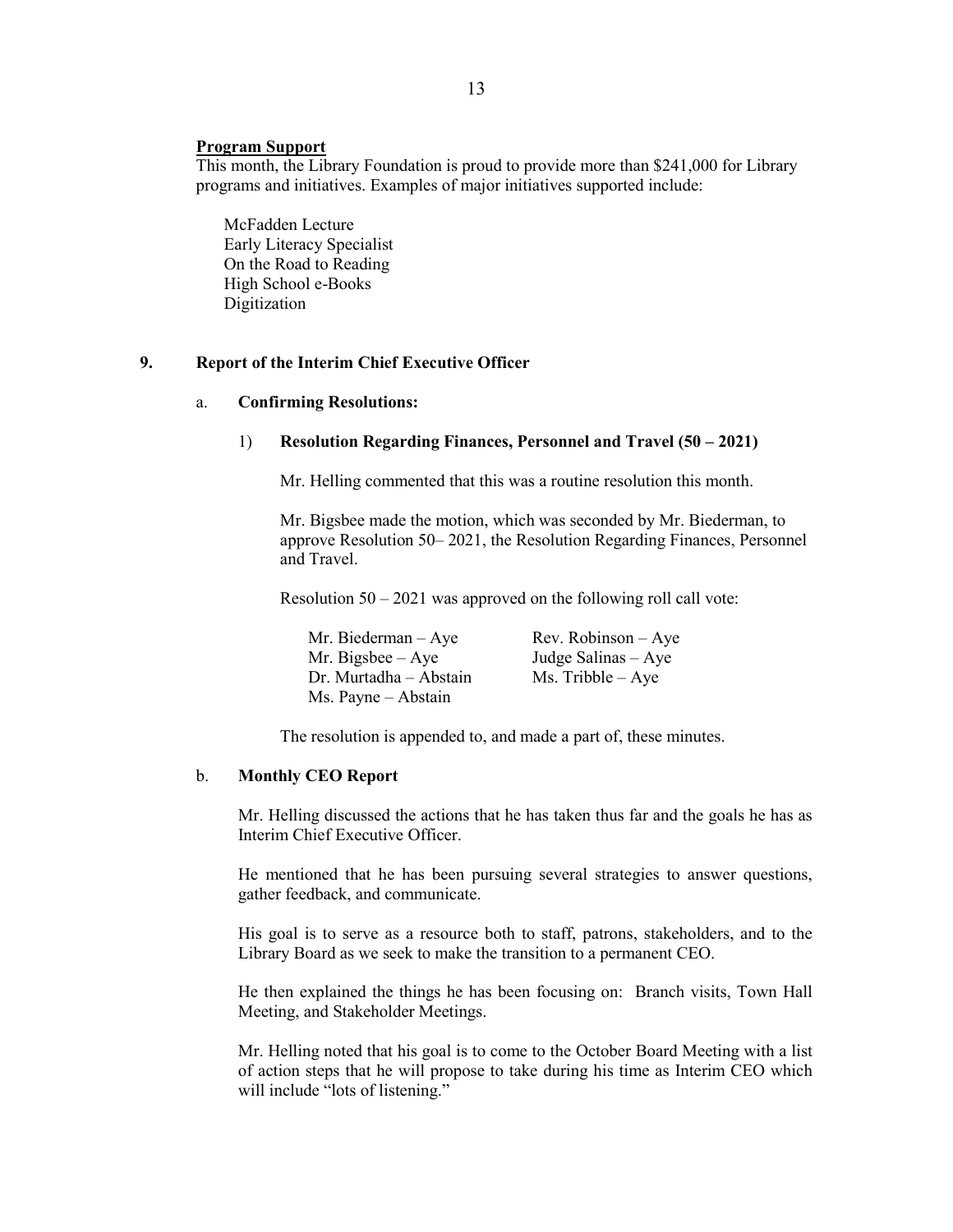**Program Support**

This month, the Library Foundation is proud to provide more than $241,000 for Library programs and initiatives. Examples of major initiatives supported include:

McFadden Lecture
Early Literacy Specialist
On the Road to Reading
High School e-Books
Digitization

## 9. Report of the Interim Chief Executive Officer

### a. Confirming Resolutions:

#### 1) Resolution Regarding Finances, Personnel and Travel (50 – 2021)

Mr. Helling commented that this was a routine resolution this month.

Mr. Bigsbee made the motion, which was seconded by Mr. Biederman, to approve Resolution 50– 2021, the Resolution Regarding Finances, Personnel and Travel.

Resolution 50 – 2021 was approved on the following roll call vote:

Mr. Biederman – Aye
Mr. Bigsbee – Aye
Dr. Murtadha – Abstain
Ms. Payne – Abstain
Rev. Robinson – Aye
Judge Salinas – Aye
Ms. Tribble – Aye

The resolution is appended to, and made a part of, these minutes.

### b. Monthly CEO Report

Mr. Helling discussed the actions that he has taken thus far and the goals he has as Interim Chief Executive Officer.

He mentioned that he has been pursuing several strategies to answer questions, gather feedback, and communicate.

His goal is to serve as a resource both to staff, patrons, stakeholders, and to the Library Board as we seek to make the transition to a permanent CEO.

He then explained the things he has been focusing on: Branch visits, Town Hall Meeting, and Stakeholder Meetings.

Mr. Helling noted that his goal is to come to the October Board Meeting with a list of action steps that he will propose to take during his time as Interim CEO which will include "lots of listening."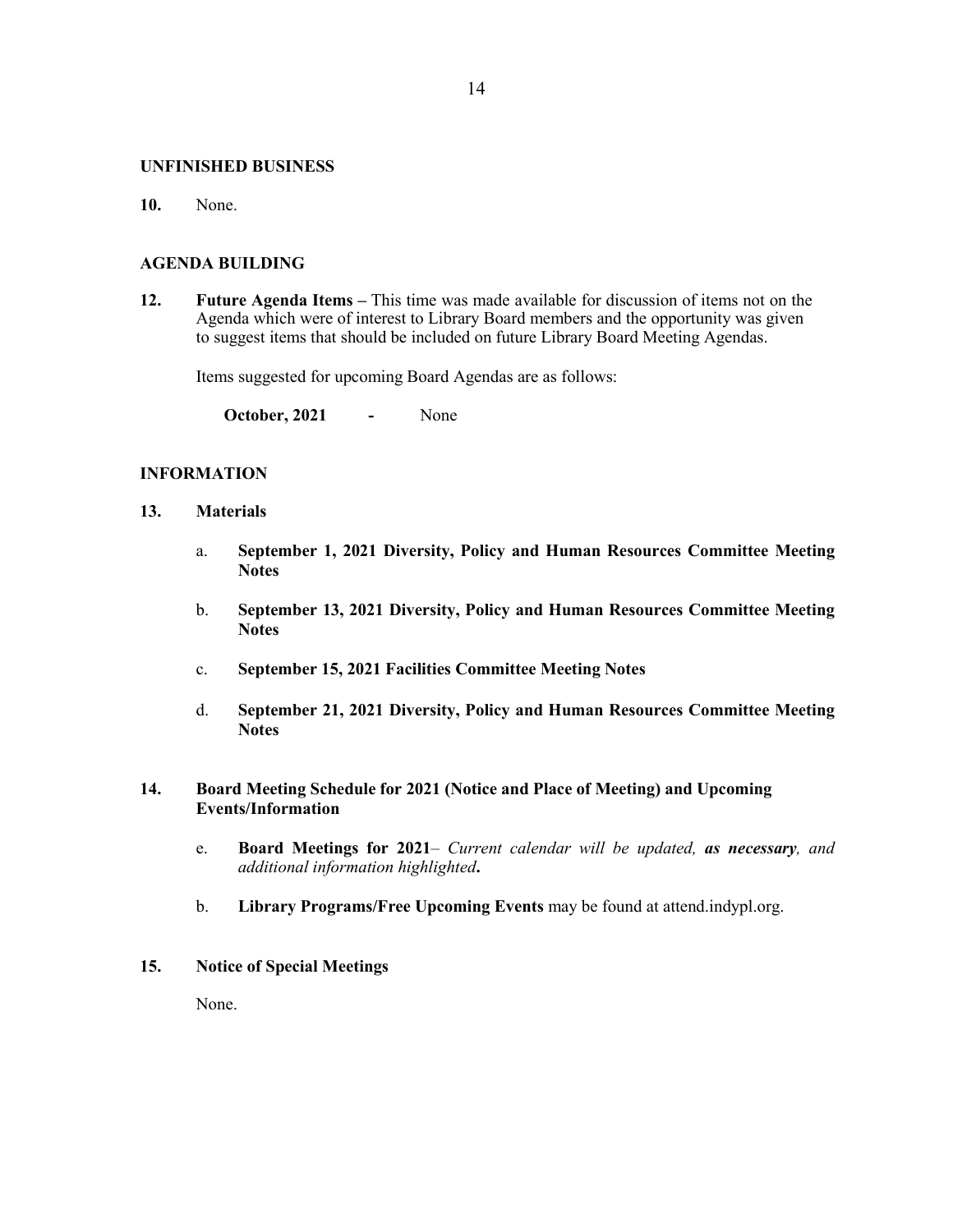**UNFINISHED BUSINESS**

**10.** None.

**AGENDA BUILDING**

**12. Future Agenda Items –** This time was made available for discussion of items not on the Agenda which were of interest to Library Board members and the opportunity was given to suggest items that should be included on future Library Board Meeting Agendas.

Items suggested for upcoming Board Agendas are as follows:

**October, 2021** **-** None

**INFORMATION**

**13. Materials**

a. **September 1, 2021 Diversity, Policy and Human Resources Committee Meeting Notes**

b. **September 13, 2021 Diversity, Policy and Human Resources Committee Meeting Notes**

c. **September 15, 2021 Facilities Committee Meeting Notes**

d. **September 21, 2021 Diversity, Policy and Human Resources Committee Meeting Notes**

**14. Board Meeting Schedule for 2021 (Notice and Place of Meeting) and Upcoming Events/Information**

e. **Board Meetings for 2021**– *Current calendar will be updated,* ***as necessary****, and additional information highlighted***.**

b. **Library Programs/Free Upcoming Events** may be found at attend.indypl.org.

**15. Notice of Special Meetings**

None.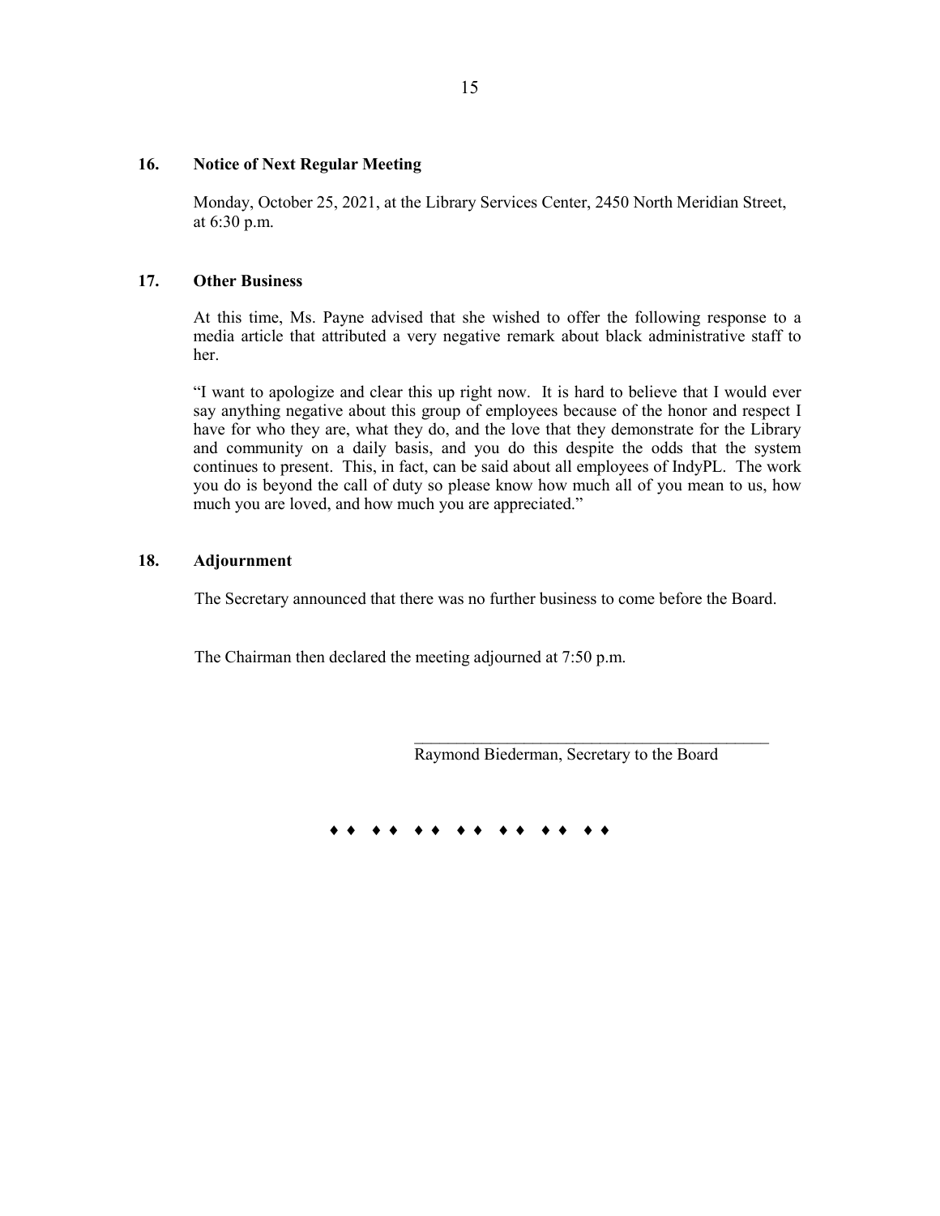## 16. Notice of Next Regular Meeting

Monday, October 25, 2021, at the Library Services Center, 2450 North Meridian Street, at 6:30 p.m.

## 17. Other Business

At this time, Ms. Payne advised that she wished to offer the following response to a media article that attributed a very negative remark about black administrative staff to her.

"I want to apologize and clear this up right now. It is hard to believe that I would ever say anything negative about this group of employees because of the honor and respect I have for who they are, what they do, and the love that they demonstrate for the Library and community on a daily basis, and you do this despite the odds that the system continues to present. This, in fact, can be said about all employees of IndyPL. The work you do is beyond the call of duty so please know how much all of you mean to us, how much you are loved, and how much you are appreciated."

## 18. Adjournment

The Secretary announced that there was no further business to come before the Board.

The Chairman then declared the meeting adjourned at 7:50 p.m.

\_\_\_\_\_\_\_\_\_\_\_\_\_\_\_\_\_\_\_\_\_\_\_\_\_\_\_\_\_\_\_\_\_\_\_\_\_\_\_\_\_\_\_\_

Raymond Biederman, Secretary to the Board

♦♦ ♦♦ ♦♦ ♦♦ ♦♦ ♦♦ ♦♦